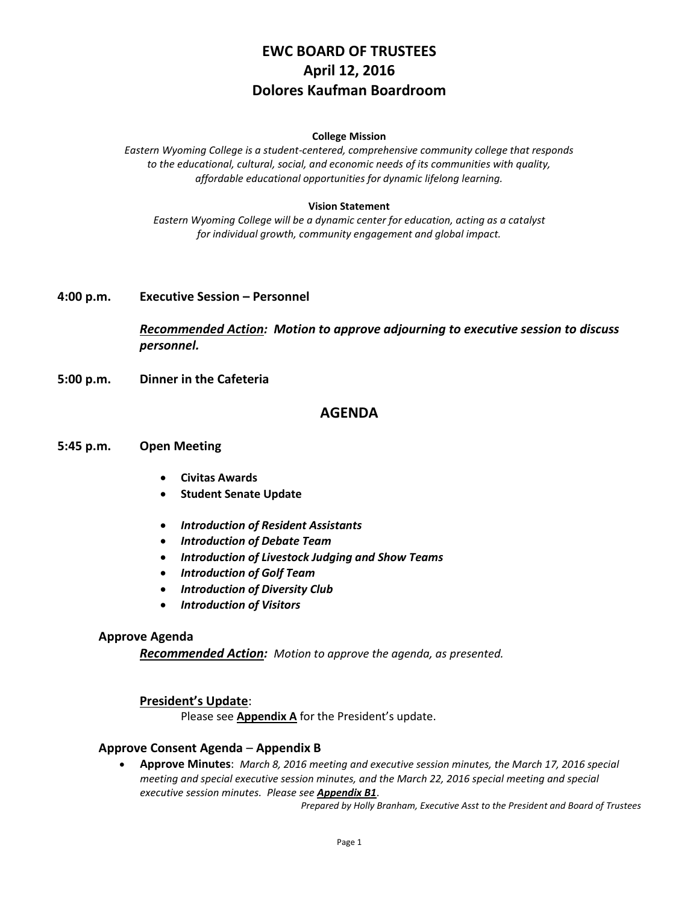# EWC BOARD OF TRUSTEES
# April 12, 2016
# Dolores Kaufman Boardroom

**College Mission**

*Eastern Wyoming College is a student-centered, comprehensive community college that responds to the educational, cultural, social, and economic needs of its communities with quality, affordable educational opportunities for dynamic lifelong learning.*

**Vision Statement**

*Eastern Wyoming College will be a dynamic center for education, acting as a catalyst for individual growth, community engagement and global impact.*

**4:00 p.m. Executive Session – Personnel**

***Recommended Action:* Motion to approve adjourning to executive session to discuss personnel.**

**5:00 p.m. Dinner in the Cafeteria**

## AGENDA

**5:45 p.m. Open Meeting**

- **Civitas Awards**
- **Student Senate Update**

- ***Introduction of Resident Assistants***
- ***Introduction of Debate Team***
- ***Introduction of Livestock Judging and Show Teams***
- ***Introduction of Golf Team***
- ***Introduction of Diversity Club***
- ***Introduction of Visitors***

**Approve Agenda**

***Recommended Action:*** *Motion to approve the agenda, as presented.*

**President's Update**:

Please see **Appendix A** for the President's update.

**Approve Consent Agenda** – **Appendix B**

- **Approve Minutes**: *March 8, 2016 meeting and executive session minutes, the March 17, 2016 special meeting and special executive session minutes, and the March 22, 2016 special meeting and special executive session minutes. Please see **Appendix B1**.*

*Prepared by Holly Branham, Executive Asst to the President and Board of Trustees*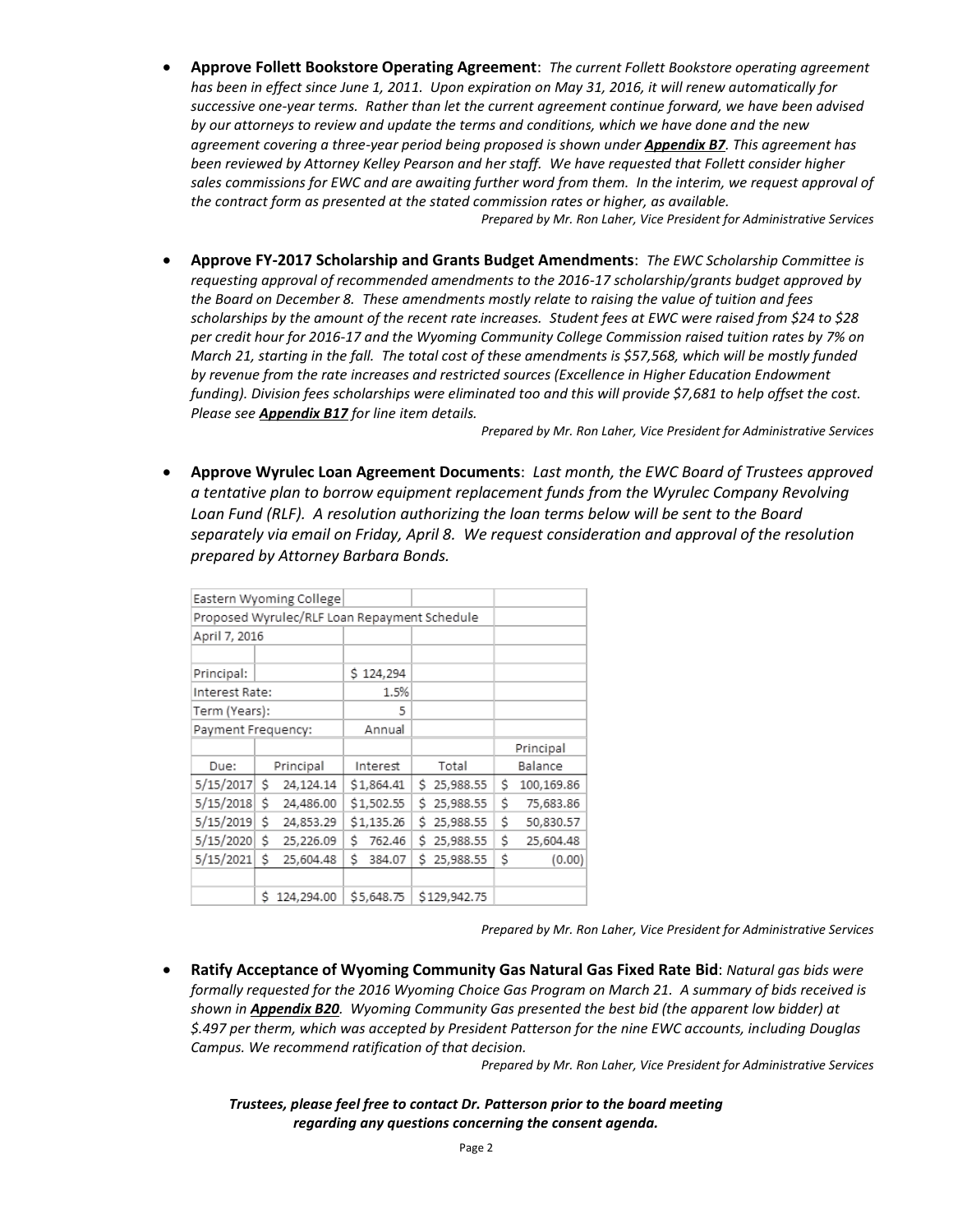- **Approve Follett Bookstore Operating Agreement**: *The current Follett Bookstore operating agreement has been in effect since June 1, 2011. Upon expiration on May 31, 2016, it will renew automatically for successive one-year terms. Rather than let the current agreement continue forward, we have been advised by our attorneys to review and update the terms and conditions, which we have done and the new agreement covering a three-year period being proposed is shown under* ***Appendix B7****. This agreement has been reviewed by Attorney Kelley Pearson and her staff. We have requested that Follett consider higher sales commissions for EWC and are awaiting further word from them. In the interim, we request approval of the contract form as presented at the stated commission rates or higher, as available.*

*Prepared by Mr. Ron Laher, Vice President for Administrative Services*

- **Approve FY-2017 Scholarship and Grants Budget Amendments**: *The EWC Scholarship Committee is requesting approval of recommended amendments to the 2016-17 scholarship/grants budget approved by the Board on December 8. These amendments mostly relate to raising the value of tuition and fees scholarships by the amount of the recent rate increases. Student fees at EWC were raised from $24 to $28 per credit hour for 2016-17 and the Wyoming Community College Commission raised tuition rates by 7% on March 21, starting in the fall. The total cost of these amendments is $57,568, which will be mostly funded by revenue from the rate increases and restricted sources (Excellence in Higher Education Endowment funding). Division fees scholarships were eliminated too and this will provide $7,681 to help offset the cost. Please see* ***Appendix B17*** *for line item details.*

*Prepared by Mr. Ron Laher, Vice President for Administrative Services*

- **Approve Wyrulec Loan Agreement Documents**: *Last month, the EWC Board of Trustees approved a tentative plan to borrow equipment replacement funds from the Wyrulec Company Revolving Loan Fund (RLF). A resolution authorizing the loan terms below will be sent to the Board separately via email on Friday, April 8. We request consideration and approval of the resolution prepared by Attorney Barbara Bonds.*

Eastern Wyoming College
Proposed Wyrulec/RLF Loan Repayment Schedule
April 7, 2016

| | | | | |
|---|---|---|---|---|
| Principal: | | $ 124,294 | | |
| Interest Rate: | | 1.5% | | |
| Term (Years): | | 5 | | |
| Payment Frequency: | | Annual | | |
| Due: | Principal | Interest | Total | Principal Balance |
| 5/15/2017 | $ 24,124.14 | $1,864.41 | $ 25,988.55 | $ 100,169.86 |
| 5/15/2018 | $ 24,486.00 | $1,502.55 | $ 25,988.55 | $ 75,683.86 |
| 5/15/2019 | $ 24,853.29 | $1,135.26 | $ 25,988.55 | $ 50,830.57 |
| 5/15/2020 | $ 25,226.09 | $ 762.46 | $ 25,988.55 | $ 25,604.48 |
| 5/15/2021 | $ 25,604.48 | $ 384.07 | $ 25,988.55 | $ (0.00) |
| | $ 124,294.00 | $5,648.75 | $129,942.75 | |

*Prepared by Mr. Ron Laher, Vice President for Administrative Services*

- **Ratify Acceptance of Wyoming Community Gas Natural Gas Fixed Rate Bid**: *Natural gas bids were formally requested for the 2016 Wyoming Choice Gas Program on March 21. A summary of bids received is shown in* ***Appendix B20****. Wyoming Community Gas presented the best bid (the apparent low bidder) at $.497 per therm, which was accepted by President Patterson for the nine EWC accounts, including Douglas Campus. We recommend ratification of that decision.*

*Prepared by Mr. Ron Laher, Vice President for Administrative Services*

***Trustees, please feel free to contact Dr. Patterson prior to the board meeting regarding any questions concerning the consent agenda.***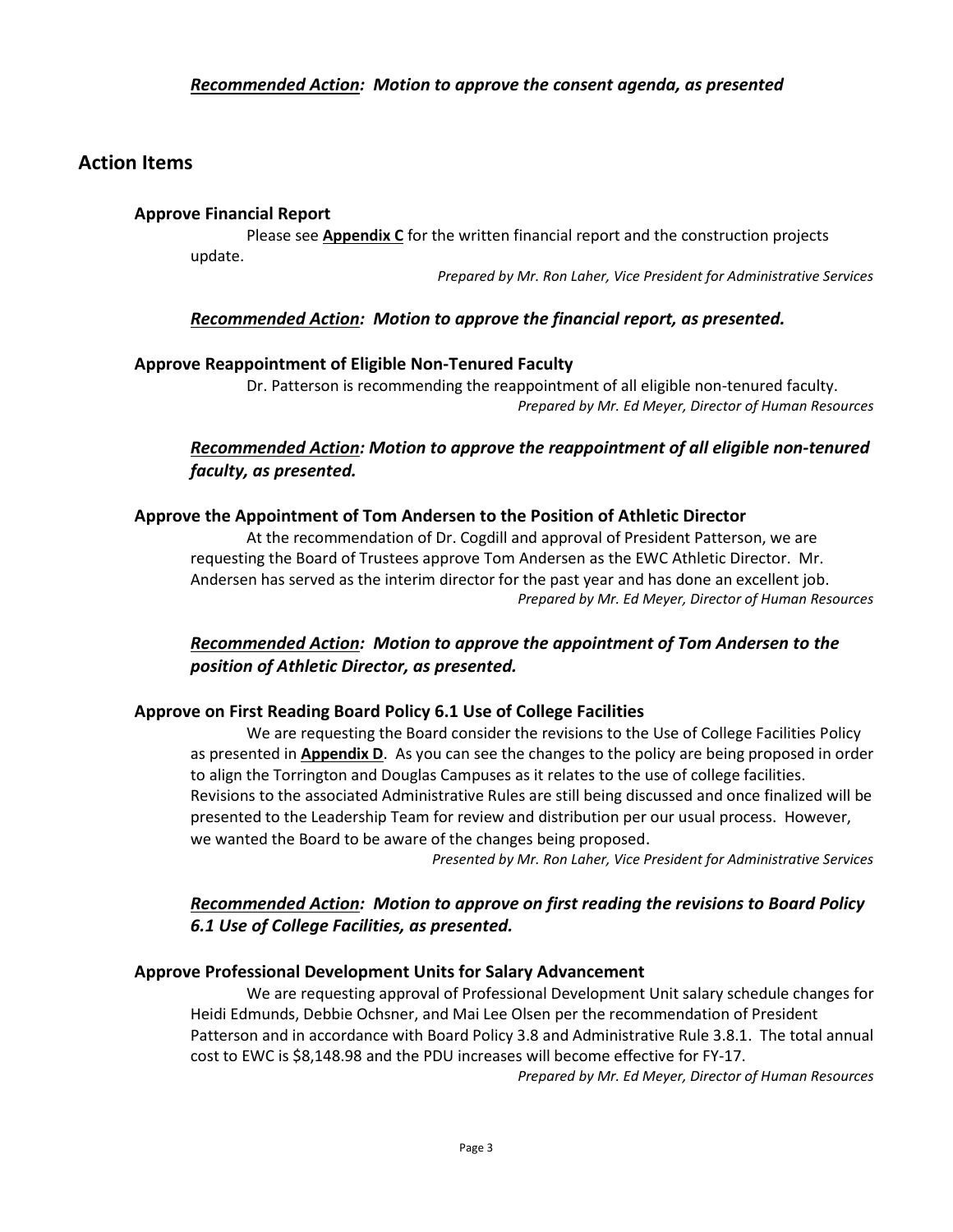***Recommended Action*: Motion to approve the consent agenda, as presented**

## Action Items

### Approve Financial Report

Please see **Appendix C** for the written financial report and the construction projects update.

*Prepared by Mr. Ron Laher, Vice President for Administrative Services*

***Recommended Action*: Motion to approve the financial report, as presented.**

### Approve Reappointment of Eligible Non-Tenured Faculty

Dr. Patterson is recommending the reappointment of all eligible non-tenured faculty.

*Prepared by Mr. Ed Meyer, Director of Human Resources*

***Recommended Action*: Motion to approve the reappointment of all eligible non-tenured faculty, as presented.**

### Approve the Appointment of Tom Andersen to the Position of Athletic Director

At the recommendation of Dr. Cogdill and approval of President Patterson, we are requesting the Board of Trustees approve Tom Andersen as the EWC Athletic Director. Mr. Andersen has served as the interim director for the past year and has done an excellent job.

*Prepared by Mr. Ed Meyer, Director of Human Resources*

***Recommended Action*: Motion to approve the appointment of Tom Andersen to the position of Athletic Director, as presented.**

### Approve on First Reading Board Policy 6.1 Use of College Facilities

We are requesting the Board consider the revisions to the Use of College Facilities Policy as presented in **Appendix D**. As you can see the changes to the policy are being proposed in order to align the Torrington and Douglas Campuses as it relates to the use of college facilities. Revisions to the associated Administrative Rules are still being discussed and once finalized will be presented to the Leadership Team for review and distribution per our usual process. However, we wanted the Board to be aware of the changes being proposed.

*Presented by Mr. Ron Laher, Vice President for Administrative Services*

***Recommended Action*: Motion to approve on first reading the revisions to Board Policy 6.1 Use of College Facilities, as presented.**

### Approve Professional Development Units for Salary Advancement

We are requesting approval of Professional Development Unit salary schedule changes for Heidi Edmunds, Debbie Ochsner, and Mai Lee Olsen per the recommendation of President Patterson and in accordance with Board Policy 3.8 and Administrative Rule 3.8.1. The total annual cost to EWC is $8,148.98 and the PDU increases will become effective for FY-17.

*Prepared by Mr. Ed Meyer, Director of Human Resources*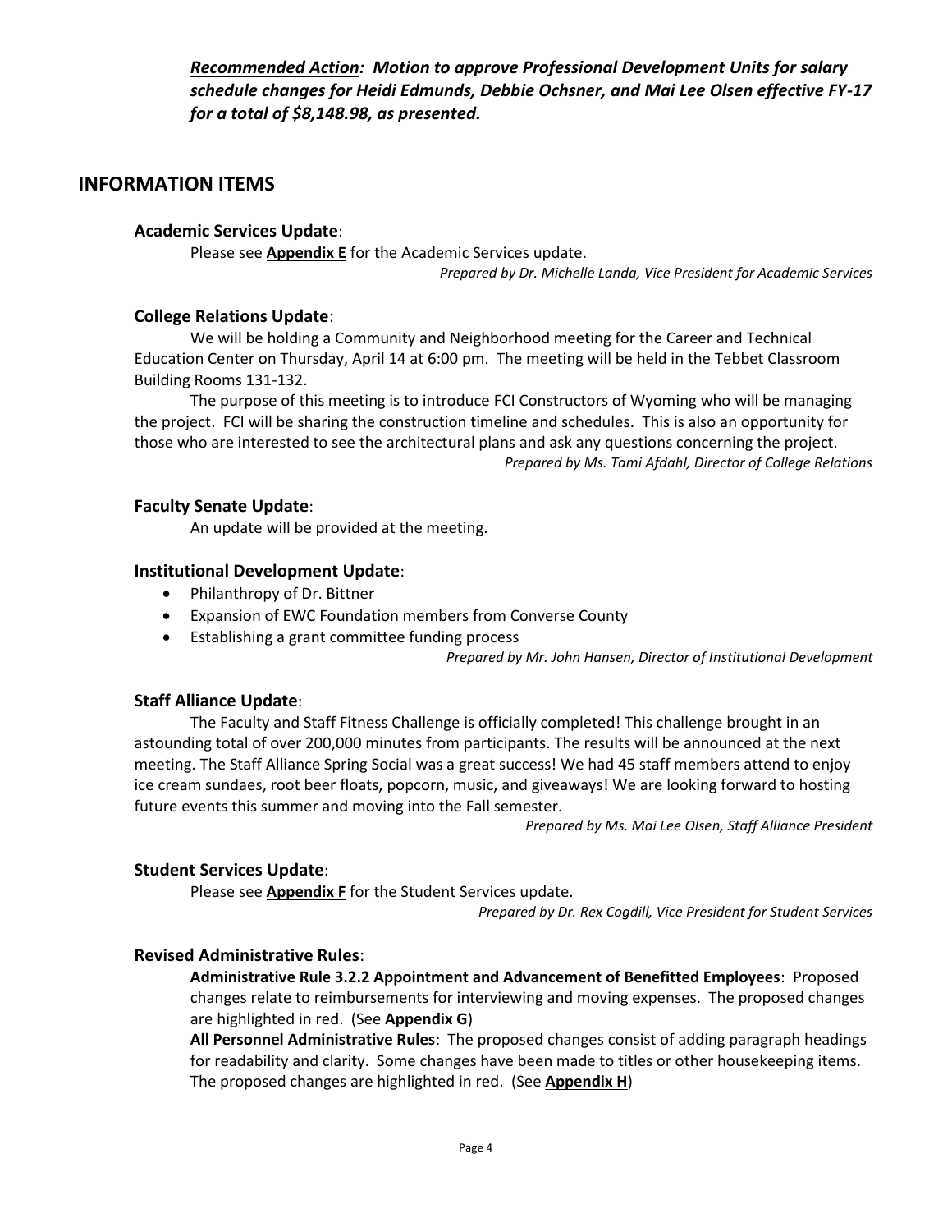***Recommended Action**: Motion to approve Professional Development Units for salary schedule changes for Heidi Edmunds, Debbie Ochsner, and Mai Lee Olsen effective FY-17 for a total of $8,148.98, as presented.*

## INFORMATION ITEMS

### Academic Services Update:

Please see **Appendix E** for the Academic Services update.

*Prepared by Dr. Michelle Landa, Vice President for Academic Services*

### College Relations Update:

We will be holding a Community and Neighborhood meeting for the Career and Technical Education Center on Thursday, April 14 at 6:00 pm. The meeting will be held in the Tebbet Classroom Building Rooms 131-132.

The purpose of this meeting is to introduce FCI Constructors of Wyoming who will be managing the project. FCI will be sharing the construction timeline and schedules. This is also an opportunity for those who are interested to see the architectural plans and ask any questions concerning the project.

*Prepared by Ms. Tami Afdahl, Director of College Relations*

### Faculty Senate Update:

An update will be provided at the meeting.

### Institutional Development Update:

- Philanthropy of Dr. Bittner
- Expansion of EWC Foundation members from Converse County
- Establishing a grant committee funding process

*Prepared by Mr. John Hansen, Director of Institutional Development*

### Staff Alliance Update:

The Faculty and Staff Fitness Challenge is officially completed! This challenge brought in an astounding total of over 200,000 minutes from participants. The results will be announced at the next meeting. The Staff Alliance Spring Social was a great success! We had 45 staff members attend to enjoy ice cream sundaes, root beer floats, popcorn, music, and giveaways! We are looking forward to hosting future events this summer and moving into the Fall semester.

*Prepared by Ms. Mai Lee Olsen, Staff Alliance President*

### Student Services Update:

Please see **Appendix F** for the Student Services update.

*Prepared by Dr. Rex Cogdill, Vice President for Student Services*

### Revised Administrative Rules:

**Administrative Rule 3.2.2 Appointment and Advancement of Benefitted Employees**: Proposed changes relate to reimbursements for interviewing and moving expenses. The proposed changes are highlighted in red. (See **Appendix G**)

**All Personnel Administrative Rules**: The proposed changes consist of adding paragraph headings for readability and clarity. Some changes have been made to titles or other housekeeping items. The proposed changes are highlighted in red. (See **Appendix H**)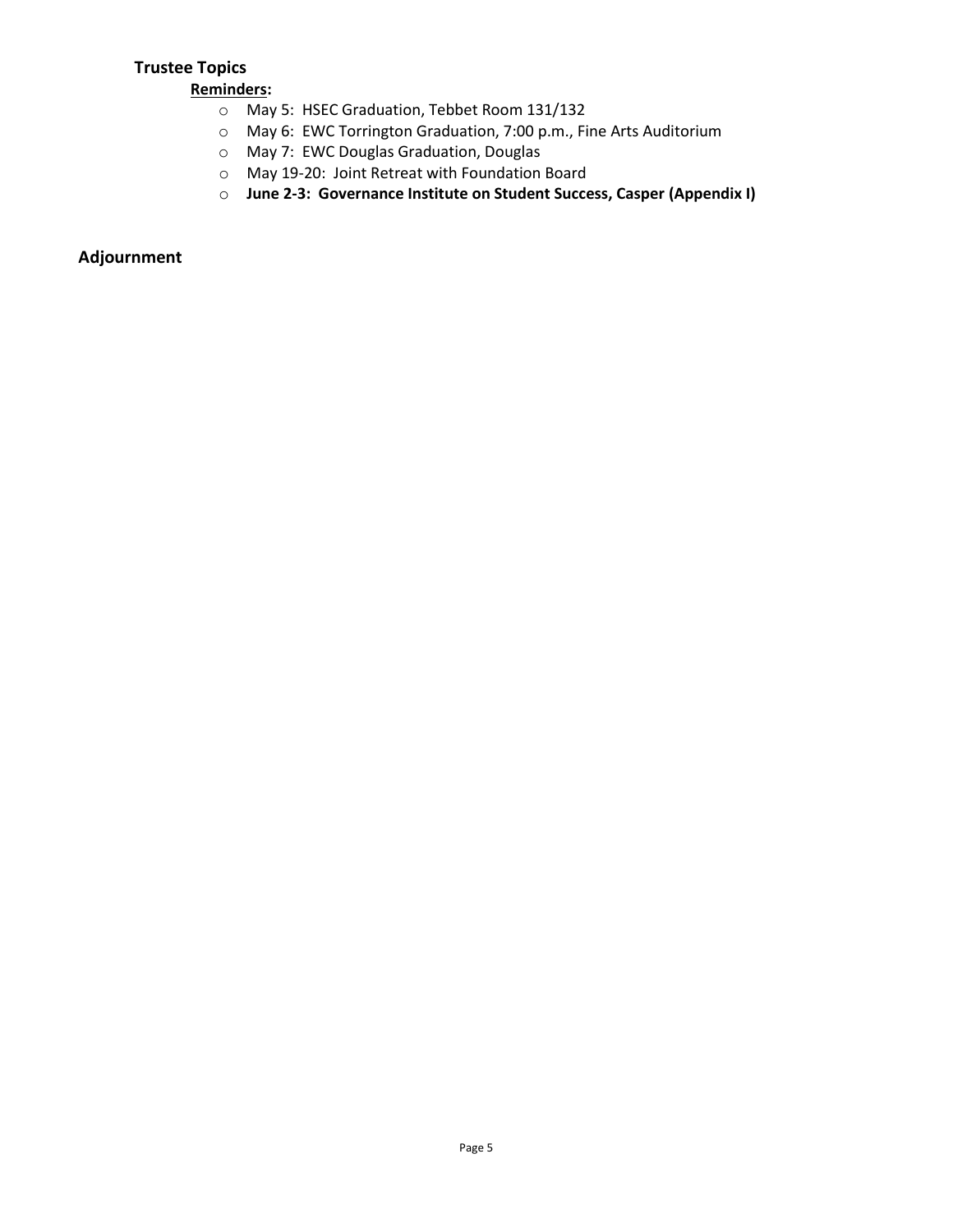## Trustee Topics

**Reminders:**

- May 5: HSEC Graduation, Tebbet Room 131/132
- May 6: EWC Torrington Graduation, 7:00 p.m., Fine Arts Auditorium
- May 7: EWC Douglas Graduation, Douglas
- May 19-20: Joint Retreat with Foundation Board
- **June 2-3: Governance Institute on Student Success, Casper (Appendix I)**

## Adjournment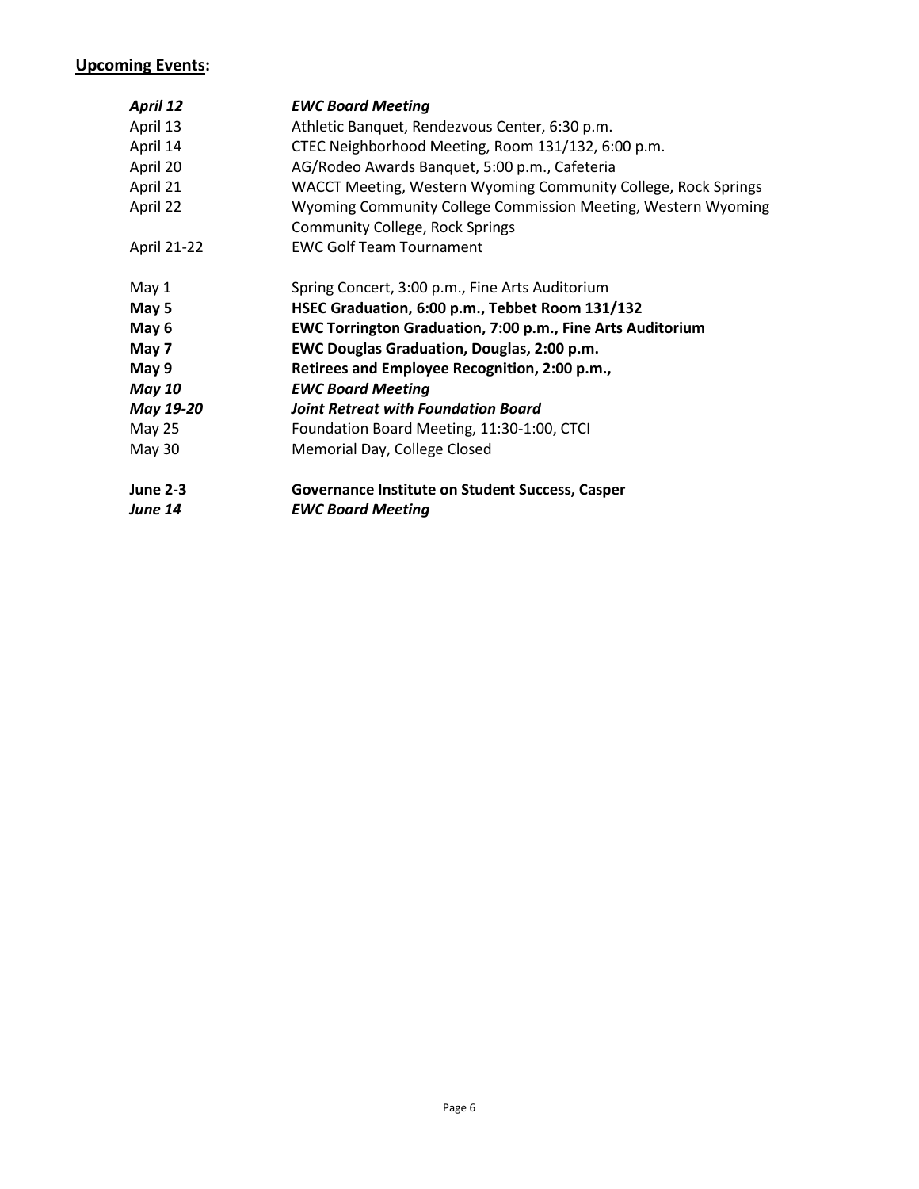**<u>Upcoming Events</u>:**

| | |
|---|---|
| ***April 12*** | ***EWC Board Meeting*** |
| April 13 | Athletic Banquet, Rendezvous Center, 6:30 p.m. |
| April 14 | CTEC Neighborhood Meeting, Room 131/132, 6:00 p.m. |
| April 20 | AG/Rodeo Awards Banquet, 5:00 p.m., Cafeteria |
| April 21 | WACCT Meeting, Western Wyoming Community College, Rock Springs |
| April 22 | Wyoming Community College Commission Meeting, Western Wyoming Community College, Rock Springs |
| April 21-22 | EWC Golf Team Tournament |
| May 1 | Spring Concert, 3:00 p.m., Fine Arts Auditorium |
| **May 5** | **HSEC Graduation, 6:00 p.m., Tebbet Room 131/132** |
| **May 6** | **EWC Torrington Graduation, 7:00 p.m., Fine Arts Auditorium** |
| **May 7** | **EWC Douglas Graduation, Douglas, 2:00 p.m.** |
| **May 9** | **Retirees and Employee Recognition, 2:00 p.m.,** |
| ***May 10*** | ***EWC Board Meeting*** |
| ***May 19-20*** | ***Joint Retreat with Foundation Board*** |
| May 25 | Foundation Board Meeting, 11:30-1:00, CTCI |
| May 30 | Memorial Day, College Closed |
| **June 2-3** | **Governance Institute on Student Success, Casper** |
| ***June 14*** | ***EWC Board Meeting*** |